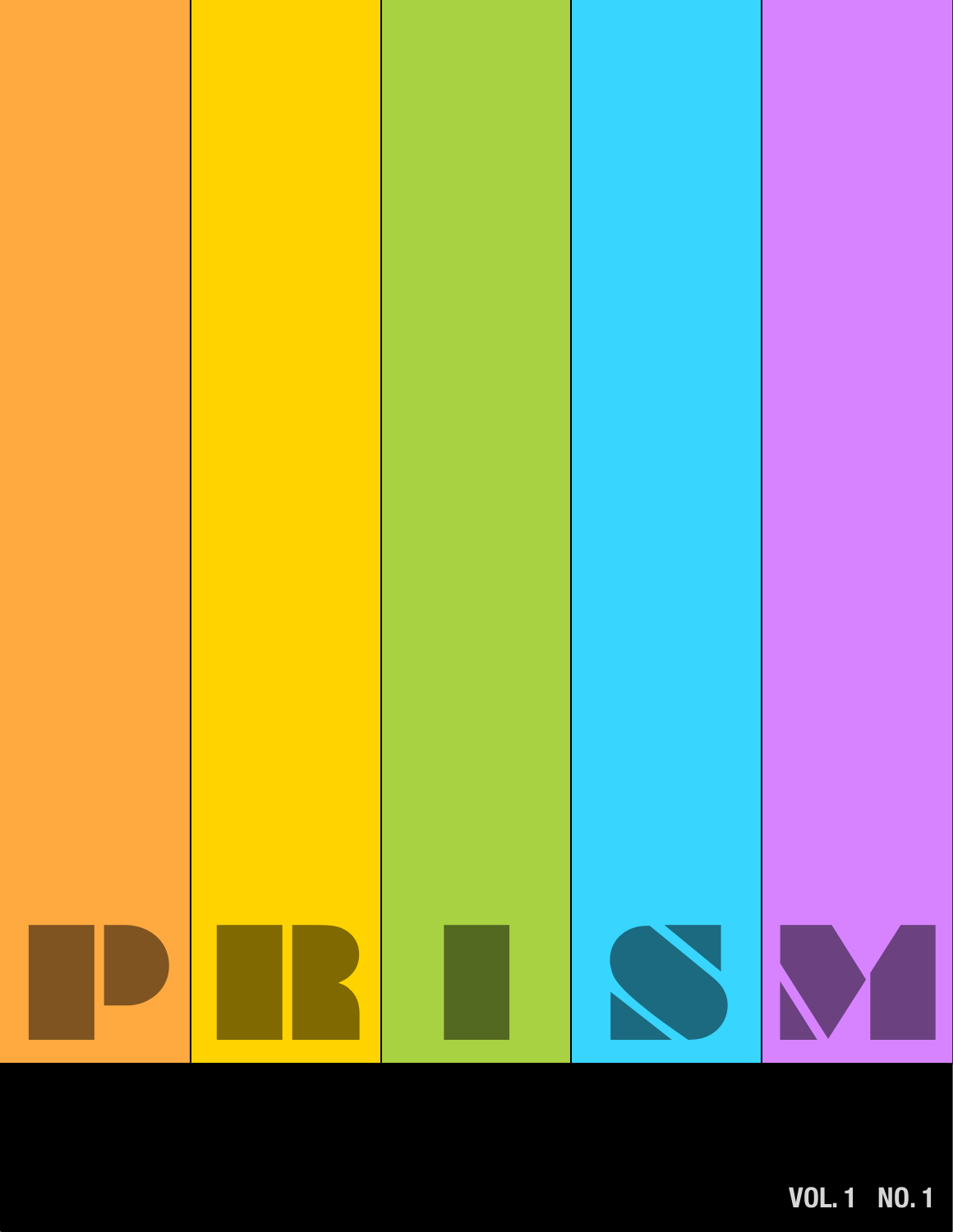# PRISM

VOL. 1 NO. 1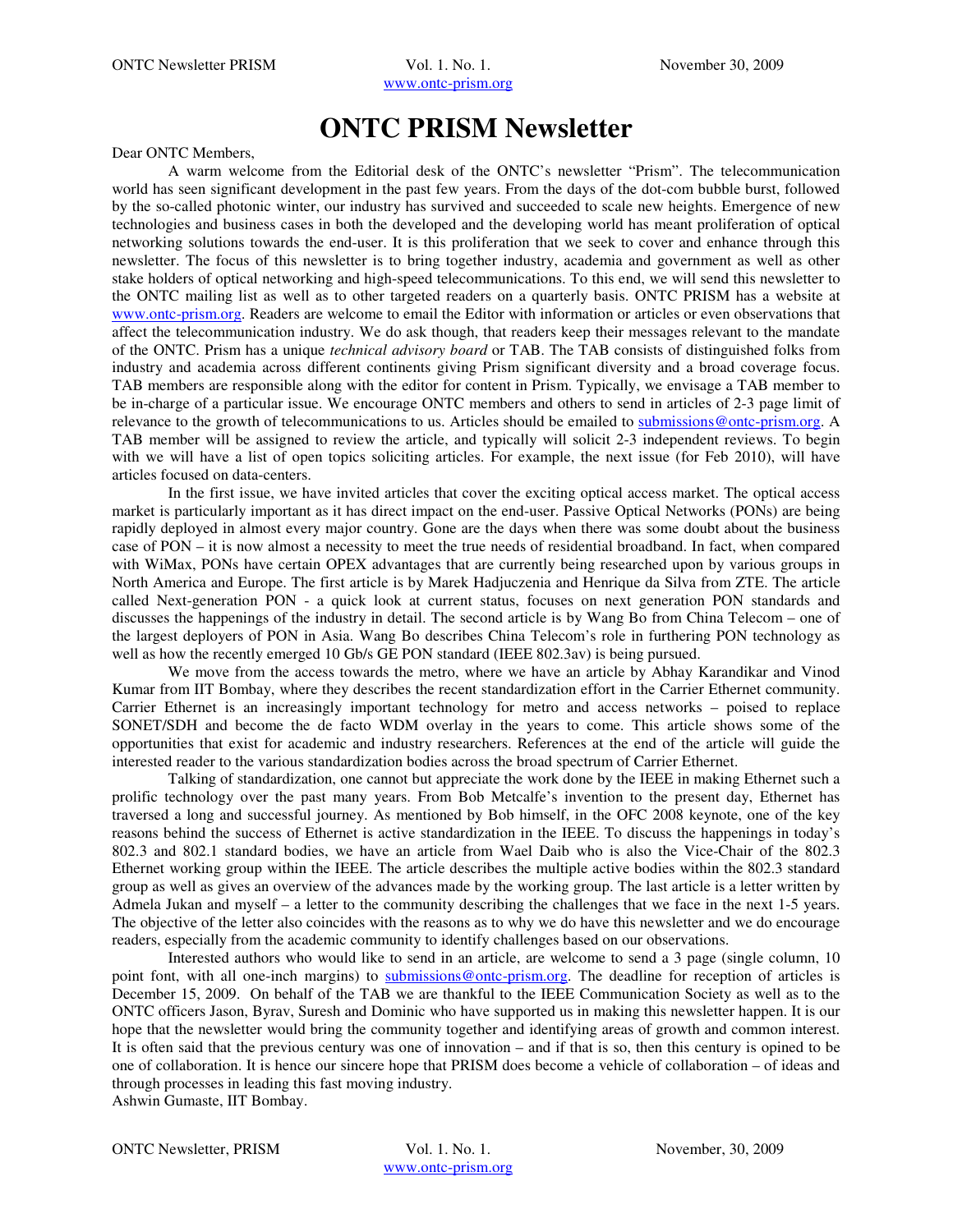# ONTC PRISM Newsletter

Dear ONTC Members,

A warm welcome from the Editorial desk of the ONTC's newsletter "Prism". The telecommunication world has seen significant development in the past few years. From the days of the dot-com bubble burst, followed by the so-called photonic winter, our industry has survived and succeeded to scale new heights. Emergence of new technologies and business cases in both the developed and the developing world has meant proliferation of optical networking solutions towards the end-user. It is this proliferation that we seek to cover and enhance through this newsletter. The focus of this newsletter is to bring together industry, academia and government as well as other stake holders of optical networking and high-speed telecommunications. To this end, we will send this newsletter to the ONTC mailing list as well as to other targeted readers on a quarterly basis. ONTC PRISM has a website at www.ontc-prism.org. Readers are welcome to email the Editor with information or articles or even observations that affect the telecommunication industry. We do ask though, that readers keep their messages relevant to the mandate of the ONTC. Prism has a unique *technical advisory board* or TAB. The TAB consists of distinguished folks from industry and academia across different continents giving Prism significant diversity and a broad coverage focus. TAB members are responsible along with the editor for content in Prism. Typically, we envisage a TAB member to be in-charge of a particular issue. We encourage ONTC members and others to send in articles of 2-3 page limit of relevance to the growth of telecommunications to us. Articles should be emailed to submissions@ontc-prism.org. A TAB member will be assigned to review the article, and typically will solicit 2-3 independent reviews. To begin with we will have a list of open topics soliciting articles. For example, the next issue (for Feb 2010), will have articles focused on data-centers.

In the first issue, we have invited articles that cover the exciting optical access market. The optical access market is particularly important as it has direct impact on the end-user. Passive Optical Networks (PONs) are being rapidly deployed in almost every major country. Gone are the days when there was some doubt about the business case of PON – it is now almost a necessity to meet the true needs of residential broadband. In fact, when compared with WiMax, PONs have certain OPEX advantages that are currently being researched upon by various groups in North America and Europe. The first article is by Marek Hadjuczenia and Henrique da Silva from ZTE. The article called Next-generation PON - a quick look at current status, focuses on next generation PON standards and discusses the happenings of the industry in detail. The second article is by Wang Bo from China Telecom – one of the largest deployers of PON in Asia. Wang Bo describes China Telecom's role in furthering PON technology as well as how the recently emerged 10 Gb/s GE PON standard (IEEE 802.3av) is being pursued.

We move from the access towards the metro, where we have an article by Abhay Karandikar and Vinod Kumar from IIT Bombay, where they describes the recent standardization effort in the Carrier Ethernet community. Carrier Ethernet is an increasingly important technology for metro and access networks – poised to replace SONET/SDH and become the de facto WDM overlay in the years to come. This article shows some of the opportunities that exist for academic and industry researchers. References at the end of the article will guide the interested reader to the various standardization bodies across the broad spectrum of Carrier Ethernet.

Talking of standardization, one cannot but appreciate the work done by the IEEE in making Ethernet such a prolific technology over the past many years. From Bob Metcalfe's invention to the present day, Ethernet has traversed a long and successful journey. As mentioned by Bob himself, in the OFC 2008 keynote, one of the key reasons behind the success of Ethernet is active standardization in the IEEE. To discuss the happenings in today's 802.3 and 802.1 standard bodies, we have an article from Wael Daib who is also the Vice-Chair of the 802.3 Ethernet working group within the IEEE. The article describes the multiple active bodies within the 802.3 standard group as well as gives an overview of the advances made by the working group. The last article is a letter written by Admela Jukan and myself – a letter to the community describing the challenges that we face in the next 1-5 years. The objective of the letter also coincides with the reasons as to why we do have this newsletter and we do encourage readers, especially from the academic community to identify challenges based on our observations.

Interested authors who would like to send in an article, are welcome to send a 3 page (single column, 10 point font, with all one-inch margins) to submissions@ontc-prism.org. The deadline for reception of articles is December 15, 2009. On behalf of the TAB we are thankful to the IEEE Communication Society as well as to the ONTC officers Jason, Byrav, Suresh and Dominic who have supported us in making this newsletter happen. It is our hope that the newsletter would bring the community together and identifying areas of growth and common interest. It is often said that the previous century was one of innovation – and if that is so, then this century is opined to be one of collaboration. It is hence our sincere hope that PRISM does become a vehicle of collaboration – of ideas and through processes in leading this fast moving industry.

Ashwin Gumaste, IIT Bombay.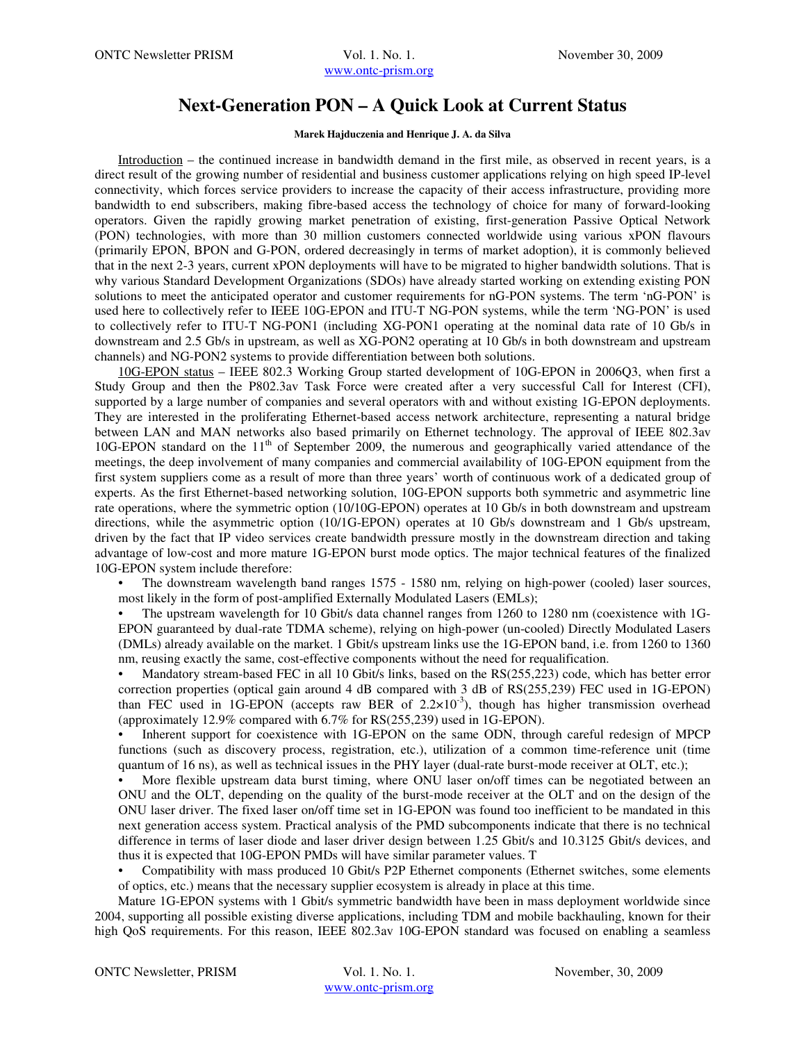# Next-Generation PON – A Quick Look at Current Status

**Marek Hajduczenia and Henrique J. A. da Silva**

Introduction – the continued increase in bandwidth demand in the first mile, as observed in recent years, is a direct result of the growing number of residential and business customer applications relying on high speed IP-level connectivity, which forces service providers to increase the capacity of their access infrastructure, providing more bandwidth to end subscribers, making fibre-based access the technology of choice for many of forward-looking operators. Given the rapidly growing market penetration of existing, first-generation Passive Optical Network (PON) technologies, with more than 30 million customers connected worldwide using various xPON flavours (primarily EPON, BPON and G-PON, ordered decreasingly in terms of market adoption), it is commonly believed that in the next 2-3 years, current xPON deployments will have to be migrated to higher bandwidth solutions. That is why various Standard Development Organizations (SDOs) have already started working on extending existing PON solutions to meet the anticipated operator and customer requirements for nG-PON systems. The term 'nG-PON' is used here to collectively refer to IEEE 10G-EPON and ITU-T NG-PON systems, while the term 'NG-PON' is used to collectively refer to ITU-T NG-PON1 (including XG-PON1 operating at the nominal data rate of 10 Gb/s in downstream and 2.5 Gb/s in upstream, as well as XG-PON2 operating at 10 Gb/s in both downstream and upstream channels) and NG-PON2 systems to provide differentiation between both solutions.

10G-EPON status – IEEE 802.3 Working Group started development of 10G-EPON in 2006Q3, when first a Study Group and then the P802.3av Task Force were created after a very successful Call for Interest (CFI), supported by a large number of companies and several operators with and without existing 1G-EPON deployments. They are interested in the proliferating Ethernet-based access network architecture, representing a natural bridge between LAN and MAN networks also based primarily on Ethernet technology. The approval of IEEE 802.3av 10G-EPON standard on the 11th of September 2009, the numerous and geographically varied attendance of the meetings, the deep involvement of many companies and commercial availability of 10G-EPON equipment from the first system suppliers come as a result of more than three years' worth of continuous work of a dedicated group of experts. As the first Ethernet-based networking solution, 10G-EPON supports both symmetric and asymmetric line rate operations, where the symmetric option (10/10G-EPON) operates at 10 Gb/s in both downstream and upstream directions, while the asymmetric option (10/1G-EPON) operates at 10 Gb/s downstream and 1 Gb/s upstream, driven by the fact that IP video services create bandwidth pressure mostly in the downstream direction and taking advantage of low-cost and more mature 1G-EPON burst mode optics. The major technical features of the finalized 10G-EPON system include therefore:

- The downstream wavelength band ranges 1575 - 1580 nm, relying on high-power (cooled) laser sources, most likely in the form of post-amplified Externally Modulated Lasers (EMLs);
- The upstream wavelength for 10 Gbit/s data channel ranges from 1260 to 1280 nm (coexistence with 1G-EPON guaranteed by dual-rate TDMA scheme), relying on high-power (un-cooled) Directly Modulated Lasers (DMLs) already available on the market. 1 Gbit/s upstream links use the 1G-EPON band, i.e. from 1260 to 1360 nm, reusing exactly the same, cost-effective components without the need for requalification.
- Mandatory stream-based FEC in all 10 Gbit/s links, based on the RS(255,223) code, which has better error correction properties (optical gain around 4 dB compared with 3 dB of RS(255,239) FEC used in 1G-EPON) than FEC used in 1G-EPON (accepts raw BER of $2.2\times10^{-3}$), though has higher transmission overhead (approximately 12.9% compared with 6.7% for RS(255,239) used in 1G-EPON).
- Inherent support for coexistence with 1G-EPON on the same ODN, through careful redesign of MPCP functions (such as discovery process, registration, etc.), utilization of a common time-reference unit (time quantum of 16 ns), as well as technical issues in the PHY layer (dual-rate burst-mode receiver at OLT, etc.);
- More flexible upstream data burst timing, where ONU laser on/off times can be negotiated between an ONU and the OLT, depending on the quality of the burst-mode receiver at the OLT and on the design of the ONU laser driver. The fixed laser on/off time set in 1G-EPON was found too inefficient to be mandated in this next generation access system. Practical analysis of the PMD subcomponents indicate that there is no technical difference in terms of laser diode and laser driver design between 1.25 Gbit/s and 10.3125 Gbit/s devices, and thus it is expected that 10G-EPON PMDs will have similar parameter values. T
- Compatibility with mass produced 10 Gbit/s P2P Ethernet components (Ethernet switches, some elements of optics, etc.) means that the necessary supplier ecosystem is already in place at this time.

Mature 1G-EPON systems with 1 Gbit/s symmetric bandwidth have been in mass deployment worldwide since 2004, supporting all possible existing diverse applications, including TDM and mobile backhauling, known for their high QoS requirements. For this reason, IEEE 802.3av 10G-EPON standard was focused on enabling a seamless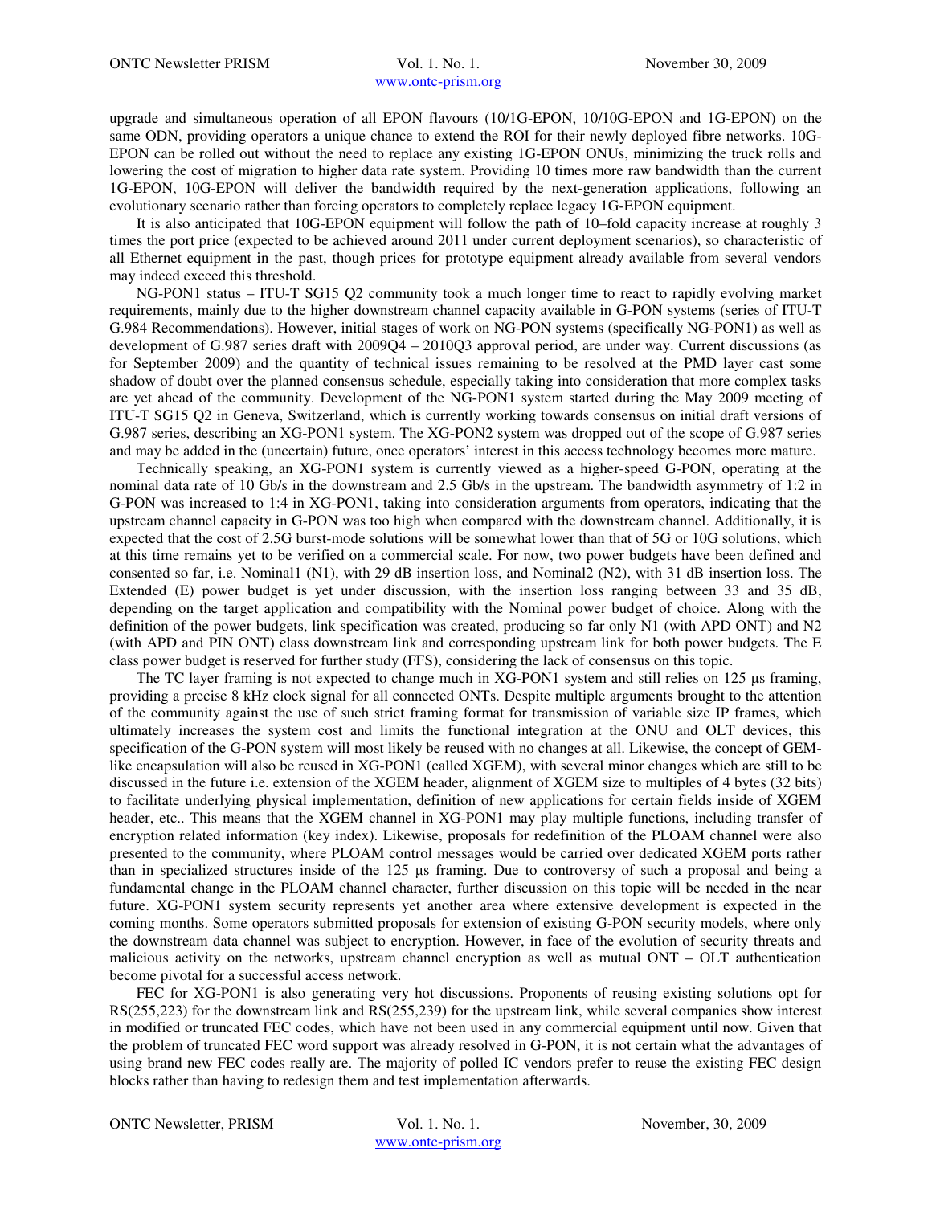upgrade and simultaneous operation of all EPON flavours (10/1G-EPON, 10/10G-EPON and 1G-EPON) on the same ODN, providing operators a unique chance to extend the ROI for their newly deployed fibre networks. 10G-EPON can be rolled out without the need to replace any existing 1G-EPON ONUs, minimizing the truck rolls and lowering the cost of migration to higher data rate system. Providing 10 times more raw bandwidth than the current 1G-EPON, 10G-EPON will deliver the bandwidth required by the next-generation applications, following an evolutionary scenario rather than forcing operators to completely replace legacy 1G-EPON equipment.

It is also anticipated that 10G-EPON equipment will follow the path of 10–fold capacity increase at roughly 3 times the port price (expected to be achieved around 2011 under current deployment scenarios), so characteristic of all Ethernet equipment in the past, though prices for prototype equipment already available from several vendors may indeed exceed this threshold.

NG-PON1 status – ITU-T SG15 Q2 community took a much longer time to react to rapidly evolving market requirements, mainly due to the higher downstream channel capacity available in G-PON systems (series of ITU-T G.984 Recommendations). However, initial stages of work on NG-PON systems (specifically NG-PON1) as well as development of G.987 series draft with 2009Q4 – 2010Q3 approval period, are under way. Current discussions (as for September 2009) and the quantity of technical issues remaining to be resolved at the PMD layer cast some shadow of doubt over the planned consensus schedule, especially taking into consideration that more complex tasks are yet ahead of the community. Development of the NG-PON1 system started during the May 2009 meeting of ITU-T SG15 Q2 in Geneva, Switzerland, which is currently working towards consensus on initial draft versions of G.987 series, describing an XG-PON1 system. The XG-PON2 system was dropped out of the scope of G.987 series and may be added in the (uncertain) future, once operators' interest in this access technology becomes more mature.

Technically speaking, an XG-PON1 system is currently viewed as a higher-speed G-PON, operating at the nominal data rate of 10 Gb/s in the downstream and 2.5 Gb/s in the upstream. The bandwidth asymmetry of 1:2 in G-PON was increased to 1:4 in XG-PON1, taking into consideration arguments from operators, indicating that the upstream channel capacity in G-PON was too high when compared with the downstream channel. Additionally, it is expected that the cost of 2.5G burst-mode solutions will be somewhat lower than that of 5G or 10G solutions, which at this time remains yet to be verified on a commercial scale. For now, two power budgets have been defined and consented so far, i.e. Nominal1 (N1), with 29 dB insertion loss, and Nominal2 (N2), with 31 dB insertion loss. The Extended (E) power budget is yet under discussion, with the insertion loss ranging between 33 and 35 dB, depending on the target application and compatibility with the Nominal power budget of choice. Along with the definition of the power budgets, link specification was created, producing so far only N1 (with APD ONT) and N2 (with APD and PIN ONT) class downstream link and corresponding upstream link for both power budgets. The E class power budget is reserved for further study (FFS), considering the lack of consensus on this topic.

The TC layer framing is not expected to change much in XG-PON1 system and still relies on 125 µs framing, providing a precise 8 kHz clock signal for all connected ONTs. Despite multiple arguments brought to the attention of the community against the use of such strict framing format for transmission of variable size IP frames, which ultimately increases the system cost and limits the functional integration at the ONU and OLT devices, this specification of the G-PON system will most likely be reused with no changes at all. Likewise, the concept of GEM-like encapsulation will also be reused in XG-PON1 (called XGEM), with several minor changes which are still to be discussed in the future i.e. extension of the XGEM header, alignment of XGEM size to multiples of 4 bytes (32 bits) to facilitate underlying physical implementation, definition of new applications for certain fields inside of XGEM header, etc.. This means that the XGEM channel in XG-PON1 may play multiple functions, including transfer of encryption related information (key index). Likewise, proposals for redefinition of the PLOAM channel were also presented to the community, where PLOAM control messages would be carried over dedicated XGEM ports rather than in specialized structures inside of the 125 µs framing. Due to controversy of such a proposal and being a fundamental change in the PLOAM channel character, further discussion on this topic will be needed in the near future. XG-PON1 system security represents yet another area where extensive development is expected in the coming months. Some operators submitted proposals for extension of existing G-PON security models, where only the downstream data channel was subject to encryption. However, in face of the evolution of security threats and malicious activity on the networks, upstream channel encryption as well as mutual ONT – OLT authentication become pivotal for a successful access network.

FEC for XG-PON1 is also generating very hot discussions. Proponents of reusing existing solutions opt for RS(255,223) for the downstream link and RS(255,239) for the upstream link, while several companies show interest in modified or truncated FEC codes, which have not been used in any commercial equipment until now. Given that the problem of truncated FEC word support was already resolved in G-PON, it is not certain what the advantages of using brand new FEC codes really are. The majority of polled IC vendors prefer to reuse the existing FEC design blocks rather than having to redesign them and test implementation afterwards.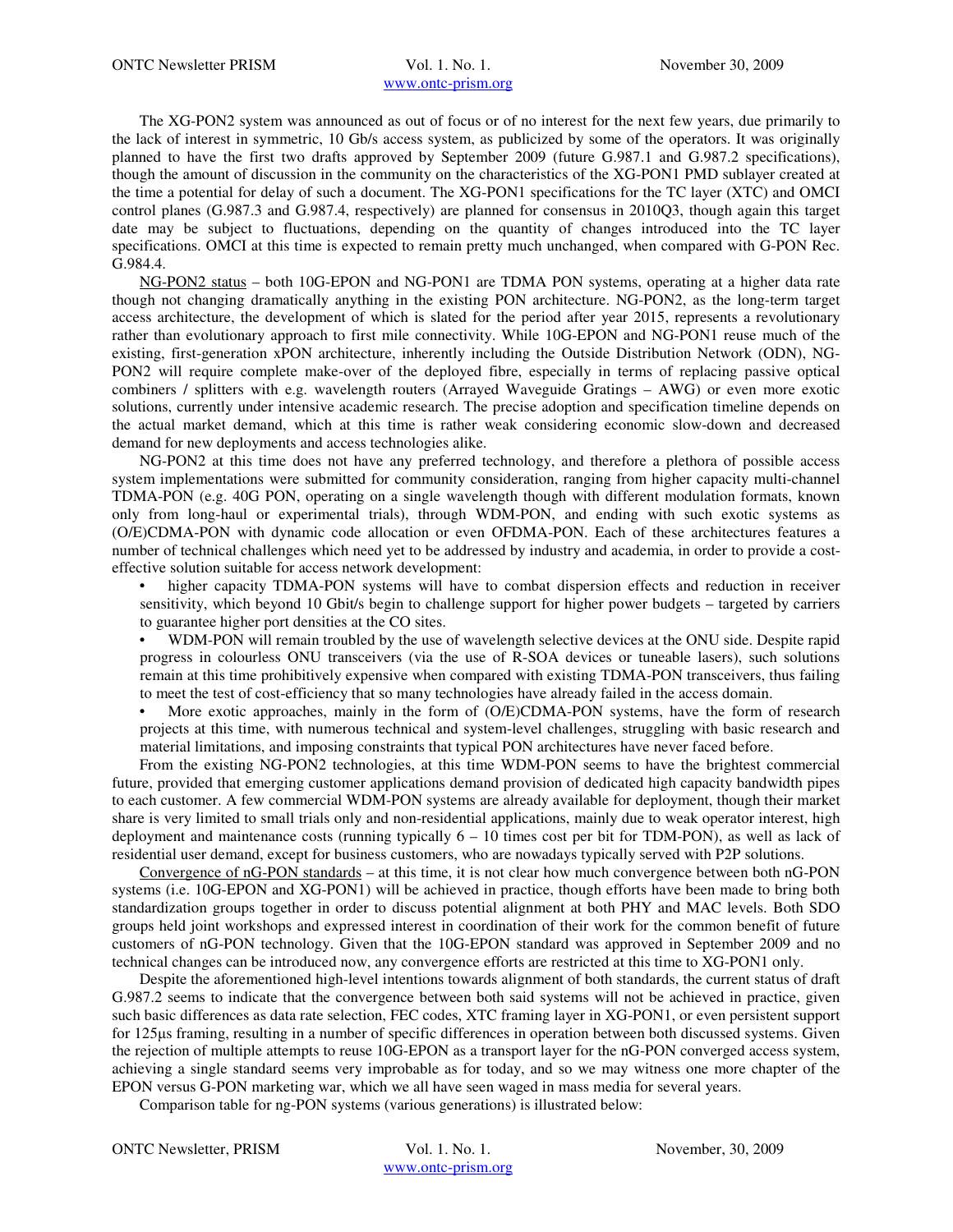The XG-PON2 system was announced as out of focus or of no interest for the next few years, due primarily to the lack of interest in symmetric, 10 Gb/s access system, as publicized by some of the operators. It was originally planned to have the first two drafts approved by September 2009 (future G.987.1 and G.987.2 specifications), though the amount of discussion in the community on the characteristics of the XG-PON1 PMD sublayer created at the time a potential for delay of such a document. The XG-PON1 specifications for the TC layer (XTC) and OMCI control planes (G.987.3 and G.987.4, respectively) are planned for consensus in 2010Q3, though again this target date may be subject to fluctuations, depending on the quantity of changes introduced into the TC layer specifications. OMCI at this time is expected to remain pretty much unchanged, when compared with G-PON Rec. G.984.4.

NG-PON2 status – both 10G-EPON and NG-PON1 are TDMA PON systems, operating at a higher data rate though not changing dramatically anything in the existing PON architecture. NG-PON2, as the long-term target access architecture, the development of which is slated for the period after year 2015, represents a revolutionary rather than evolutionary approach to first mile connectivity. While 10G-EPON and NG-PON1 reuse much of the existing, first-generation xPON architecture, inherently including the Outside Distribution Network (ODN), NG-PON2 will require complete make-over of the deployed fibre, especially in terms of replacing passive optical combiners / splitters with e.g. wavelength routers (Arrayed Waveguide Gratings – AWG) or even more exotic solutions, currently under intensive academic research. The precise adoption and specification timeline depends on the actual market demand, which at this time is rather weak considering economic slow-down and decreased demand for new deployments and access technologies alike.

NG-PON2 at this time does not have any preferred technology, and therefore a plethora of possible access system implementations were submitted for community consideration, ranging from higher capacity multi-channel TDMA-PON (e.g. 40G PON, operating on a single wavelength though with different modulation formats, known only from long-haul or experimental trials), through WDM-PON, and ending with such exotic systems as (O/E)CDMA-PON with dynamic code allocation or even OFDMA-PON. Each of these architectures features a number of technical challenges which need yet to be addressed by industry and academia, in order to provide a cost-effective solution suitable for access network development:

- higher capacity TDMA-PON systems will have to combat dispersion effects and reduction in receiver sensitivity, which beyond 10 Gbit/s begin to challenge support for higher power budgets – targeted by carriers to guarantee higher port densities at the CO sites.
- WDM-PON will remain troubled by the use of wavelength selective devices at the ONU side. Despite rapid progress in colourless ONU transceivers (via the use of R-SOA devices or tuneable lasers), such solutions remain at this time prohibitively expensive when compared with existing TDMA-PON transceivers, thus failing to meet the test of cost-efficiency that so many technologies have already failed in the access domain.
- More exotic approaches, mainly in the form of (O/E)CDMA-PON systems, have the form of research projects at this time, with numerous technical and system-level challenges, struggling with basic research and material limitations, and imposing constraints that typical PON architectures have never faced before.

From the existing NG-PON2 technologies, at this time WDM-PON seems to have the brightest commercial future, provided that emerging customer applications demand provision of dedicated high capacity bandwidth pipes to each customer. A few commercial WDM-PON systems are already available for deployment, though their market share is very limited to small trials only and non-residential applications, mainly due to weak operator interest, high deployment and maintenance costs (running typically 6 – 10 times cost per bit for TDM-PON), as well as lack of residential user demand, except for business customers, who are nowadays typically served with P2P solutions.

Convergence of nG-PON standards – at this time, it is not clear how much convergence between both nG-PON systems (i.e. 10G-EPON and XG-PON1) will be achieved in practice, though efforts have been made to bring both standardization groups together in order to discuss potential alignment at both PHY and MAC levels. Both SDO groups held joint workshops and expressed interest in coordination of their work for the common benefit of future customers of nG-PON technology. Given that the 10G-EPON standard was approved in September 2009 and no technical changes can be introduced now, any convergence efforts are restricted at this time to XG-PON1 only.

Despite the aforementioned high-level intentions towards alignment of both standards, the current status of draft G.987.2 seems to indicate that the convergence between both said systems will not be achieved in practice, given such basic differences as data rate selection, FEC codes, XTC framing layer in XG-PON1, or even persistent support for 125μs framing, resulting in a number of specific differences in operation between both discussed systems. Given the rejection of multiple attempts to reuse 10G-EPON as a transport layer for the nG-PON converged access system, achieving a single standard seems very improbable as for today, and so we may witness one more chapter of the EPON versus G-PON marketing war, which we all have seen waged in mass media for several years.

Comparison table for ng-PON systems (various generations) is illustrated below: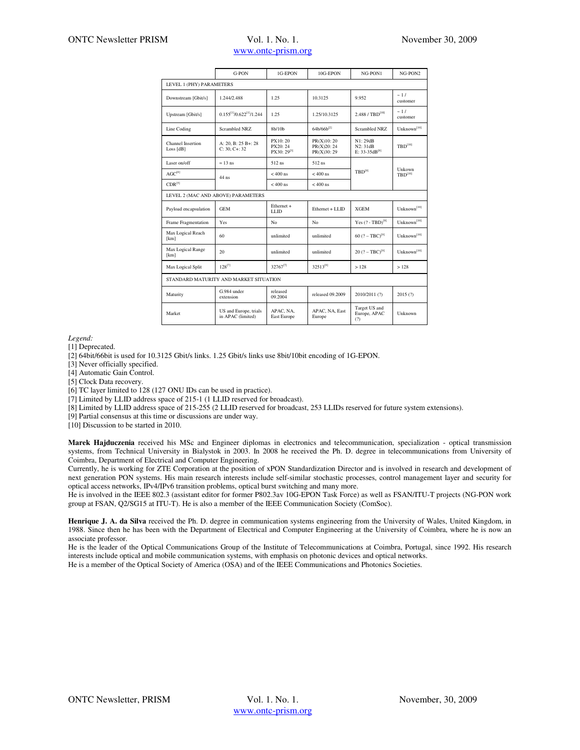| | G-PON | 1G-EPON | 10G-EPON | NG-PON1 | NG-PON2 |
|---|---|---|---|---|---|
| LEVEL 1 (PHY) PARAMETERS | | | | | |
| Downstream [Gbit/s] | 1.244/2.488 | 1.25 | 10.3125 | 9.952 | ~ 1 / customer |
| Upstream [Gbit/s] | 0.155[1]/0.622[1]/1.244 | 1.25 | 1.25/10.3125 | 2.488 / TBD[10] | ~ 1 / customer |
| Line Coding | Scrambled NRZ | 8b/10b | 64b/66b[2] | Scrambled NRZ | Unknown[10] |
| Channel Insertion Loss [dB] | A: 20, B: 25 B+: 28 C: 30, C+: 32 | PX10: 20 PX20: 24 PX30: 29[3] | PR(X)10: 20 PR(X)20: 24 PR(X)30: 29 | N1: 29dB N2: 31dB E: 33-35dB[9] | TBD[10] |
| Laser on/off | ≈ 13 ns | 512 ns | 512 ns | TBD[9] | Unkown TBD[10] |
| AGC[4] | 44 ns | < 400 ns | < 400 ns | | |
| CDR[5] | | < 400 ns | < 400 ns | | |
| LEVEL 2 (MAC AND ABOVE) PARAMETERS | | | | | |
| Payload encapsulation | GEM | Ethernet + LLID | Ethernet + LLID | XGEM | Unknown[10] |
| Frame Fragmentation | Yes | No | No | Yes (? - TBD)[9] | Unknown[10] |
| Max Logical Reach [km] | 60 | unlimited | unlimited | 60 (? – TBC)[9] | Unknown[10] |
| Max Logical Range [km] | 20 | unlimited | unlimited | 20 (? – TBC)[9] | Unknown[10] |
| Max Logical Split | 128[6] | 32767[7] | 32513[8] | > 128 | > 128 |
| STANDARD MATURITY AND MARKET SITUATION | | | | | |
| Maturity | G.984 under extension | released 09.2004 | released 09.2009 | 2010/2011 (?) | 2015 (?) |
| Market | US and Europe, trials in APAC (limited) | APAC, NA, East Europe | APAC, NA, East Europe | Target US and Europe, APAC (?) | Unknown |

*Legend:*

[1] Deprecated.
[2] 64bit/66bit is used for 10.3125 Gbit/s links. 1.25 Gbit/s links use 8bit/10bit encoding of 1G-EPON.
[3] Never officially specified.
[4] Automatic Gain Control.
[5] Clock Data recovery.
[6] TC layer limited to 128 (127 ONU IDs can be used in practice).
[7] Limited by LLID address space of 215-1 (1 LLID reserved for broadcast).
[8] Limited by LLID address space of 215-255 (2 LLID reserved for broadcast, 253 LLIDs reserved for future system extensions).
[9] Partial consensus at this time or discussions are under way.
[10] Discussion to be started in 2010.

**Marek Hajduczenia** received his MSc and Engineer diplomas in electronics and telecommunication, specialization - optical transmission systems, from Technical University in Bialystok in 2003. In 2008 he received the Ph. D. degree in telecommunications from University of Coimbra, Department of Electrical and Computer Engineering.
Currently, he is working for ZTE Corporation at the position of xPON Standardization Director and is involved in research and development of next generation PON systems. His main research interests include self-similar stochastic processes, control management layer and security for optical access networks, IPv4/IPv6 transition problems, optical burst switching and many more.
He is involved in the IEEE 802.3 (assistant editor for former P802.3av 10G-EPON Task Force) as well as FSAN/ITU-T projects (NG-PON work group at FSAN, Q2/SG15 at ITU-T). He is also a member of the IEEE Communication Society (ComSoc).

**Henrique J. A. da Silva** received the Ph. D. degree in communication systems engineering from the University of Wales, United Kingdom, in 1988. Since then he has been with the Department of Electrical and Computer Engineering at the University of Coimbra, where he is now an associate professor.
He is the leader of the Optical Communications Group of the Institute of Telecommunications at Coimbra, Portugal, since 1992. His research interests include optical and mobile communication systems, with emphasis on photonic devices and optical networks.
He is a member of the Optical Society of America (OSA) and of the IEEE Communications and Photonics Societies.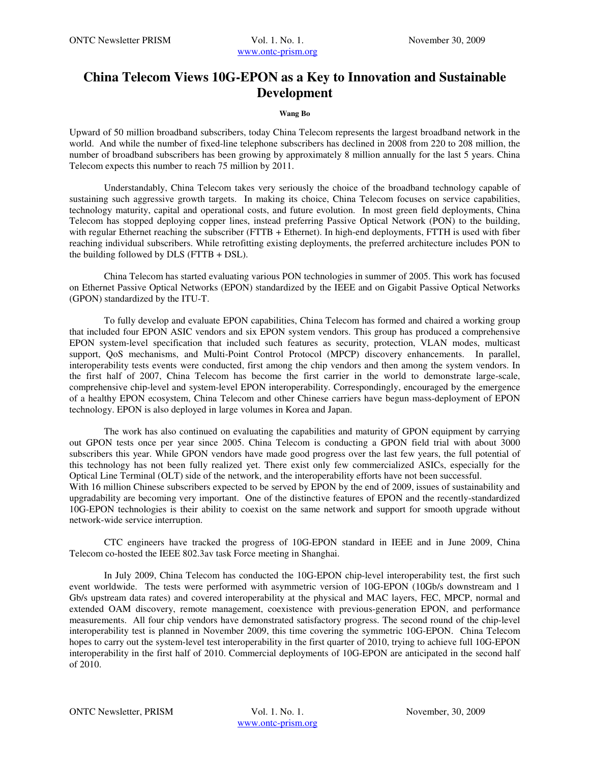# China Telecom Views 10G-EPON as a Key to Innovation and Sustainable Development

**Wang Bo**

Upward of 50 million broadband subscribers, today China Telecom represents the largest broadband network in the world. And while the number of fixed-line telephone subscribers has declined in 2008 from 220 to 208 million, the number of broadband subscribers has been growing by approximately 8 million annually for the last 5 years. China Telecom expects this number to reach 75 million by 2011.

Understandably, China Telecom takes very seriously the choice of the broadband technology capable of sustaining such aggressive growth targets. In making its choice, China Telecom focuses on service capabilities, technology maturity, capital and operational costs, and future evolution. In most green field deployments, China Telecom has stopped deploying copper lines, instead preferring Passive Optical Network (PON) to the building, with regular Ethernet reaching the subscriber (FTTB + Ethernet). In high-end deployments, FTTH is used with fiber reaching individual subscribers. While retrofitting existing deployments, the preferred architecture includes PON to the building followed by DLS (FTTB + DSL).

China Telecom has started evaluating various PON technologies in summer of 2005. This work has focused on Ethernet Passive Optical Networks (EPON) standardized by the IEEE and on Gigabit Passive Optical Networks (GPON) standardized by the ITU-T.

To fully develop and evaluate EPON capabilities, China Telecom has formed and chaired a working group that included four EPON ASIC vendors and six EPON system vendors. This group has produced a comprehensive EPON system-level specification that included such features as security, protection, VLAN modes, multicast support, QoS mechanisms, and Multi-Point Control Protocol (MPCP) discovery enhancements. In parallel, interoperability tests events were conducted, first among the chip vendors and then among the system vendors. In the first half of 2007, China Telecom has become the first carrier in the world to demonstrate large-scale, comprehensive chip-level and system-level EPON interoperability. Correspondingly, encouraged by the emergence of a healthy EPON ecosystem, China Telecom and other Chinese carriers have begun mass-deployment of EPON technology. EPON is also deployed in large volumes in Korea and Japan.

The work has also continued on evaluating the capabilities and maturity of GPON equipment by carrying out GPON tests once per year since 2005. China Telecom is conducting a GPON field trial with about 3000 subscribers this year. While GPON vendors have made good progress over the last few years, the full potential of this technology has not been fully realized yet. There exist only few commercialized ASICs, especially for the Optical Line Terminal (OLT) side of the network, and the interoperability efforts have not been successful.

With 16 million Chinese subscribers expected to be served by EPON by the end of 2009, issues of sustainability and upgradability are becoming very important. One of the distinctive features of EPON and the recently-standardized 10G-EPON technologies is their ability to coexist on the same network and support for smooth upgrade without network-wide service interruption.

CTC engineers have tracked the progress of 10G-EPON standard in IEEE and in June 2009, China Telecom co-hosted the IEEE 802.3av task Force meeting in Shanghai.

In July 2009, China Telecom has conducted the 10G-EPON chip-level interoperability test, the first such event worldwide. The tests were performed with asymmetric version of 10G-EPON (10Gb/s downstream and 1 Gb/s upstream data rates) and covered interoperability at the physical and MAC layers, FEC, MPCP, normal and extended OAM discovery, remote management, coexistence with previous-generation EPON, and performance measurements. All four chip vendors have demonstrated satisfactory progress. The second round of the chip-level interoperability test is planned in November 2009, this time covering the symmetric 10G-EPON. China Telecom hopes to carry out the system-level test interoperability in the first quarter of 2010, trying to achieve full 10G-EPON interoperability in the first half of 2010. Commercial deployments of 10G-EPON are anticipated in the second half of 2010.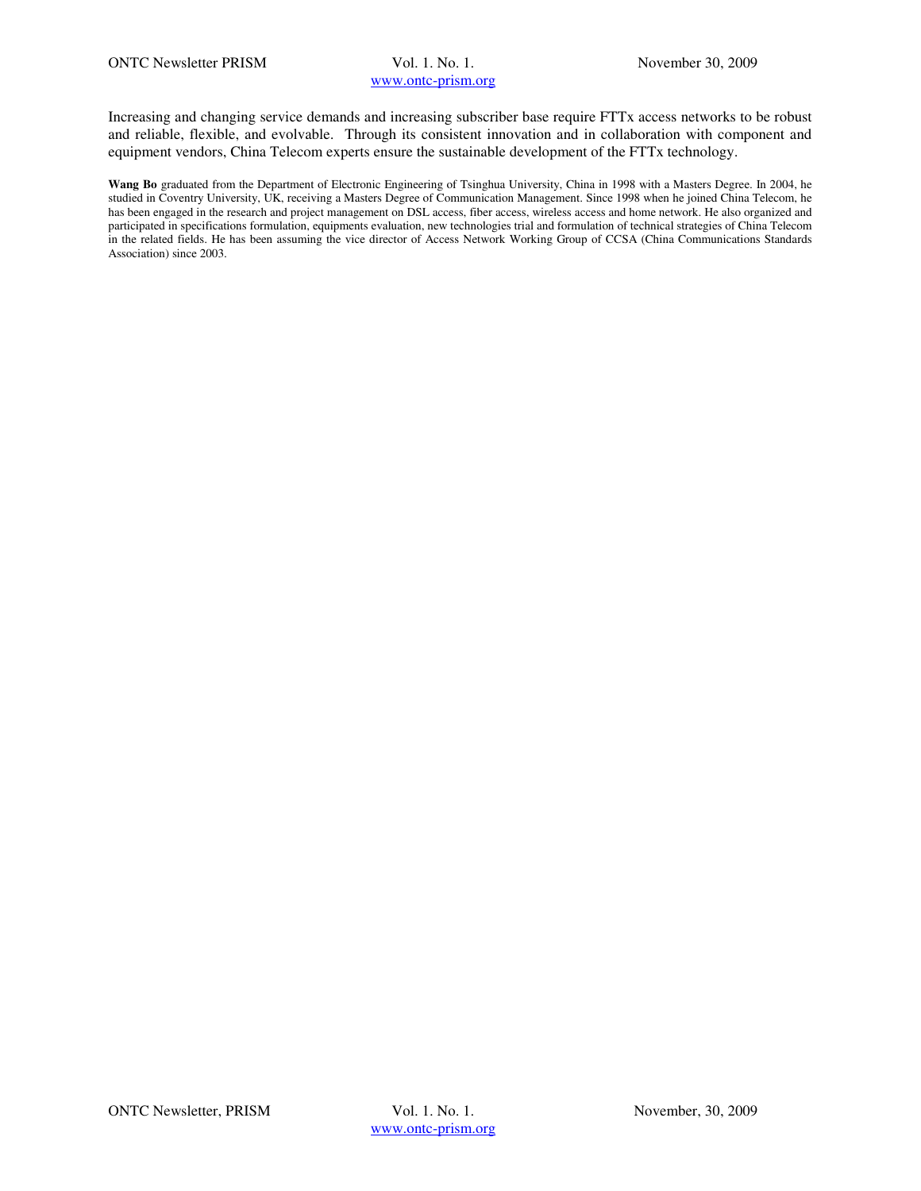Increasing and changing service demands and increasing subscriber base require FTTx access networks to be robust and reliable, flexible, and evolvable. Through its consistent innovation and in collaboration with component and equipment vendors, China Telecom experts ensure the sustainable development of the FTTx technology.

**Wang Bo** graduated from the Department of Electronic Engineering of Tsinghua University, China in 1998 with a Masters Degree. In 2004, he studied in Coventry University, UK, receiving a Masters Degree of Communication Management. Since 1998 when he joined China Telecom, he has been engaged in the research and project management on DSL access, fiber access, wireless access and home network. He also organized and participated in specifications formulation, equipments evaluation, new technologies trial and formulation of technical strategies of China Telecom in the related fields. He has been assuming the vice director of Access Network Working Group of CCSA (China Communications Standards Association) since 2003.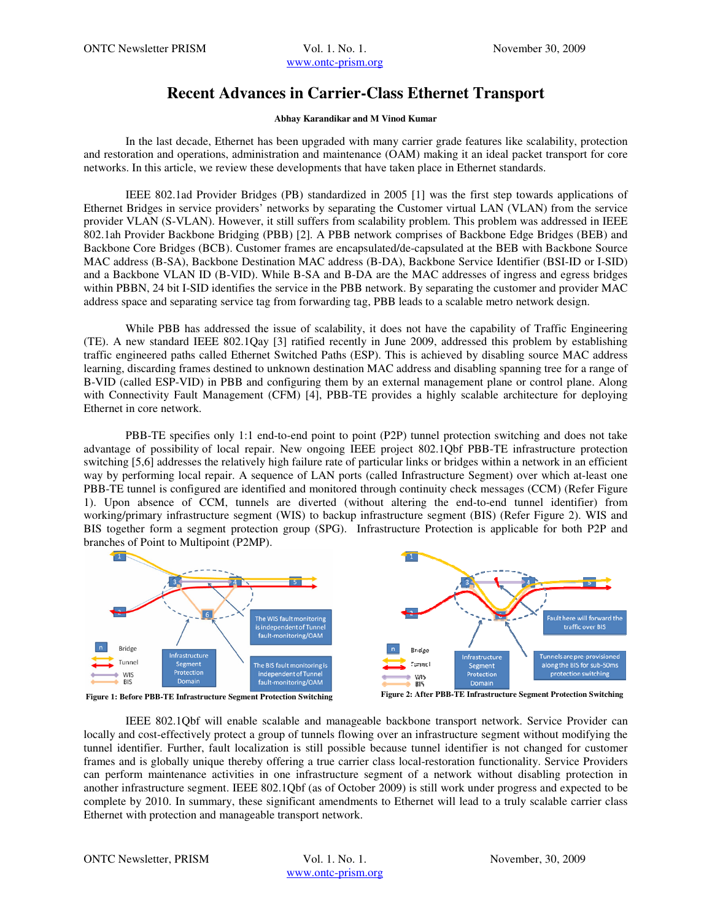# Recent Advances in Carrier-Class Ethernet Transport

**Abhay Karandikar and M Vinod Kumar**

In the last decade, Ethernet has been upgraded with many carrier grade features like scalability, protection and restoration and operations, administration and maintenance (OAM) making it an ideal packet transport for core networks. In this article, we review these developments that have taken place in Ethernet standards.

IEEE 802.1ad Provider Bridges (PB) standardized in 2005 [1] was the first step towards applications of Ethernet Bridges in service providers' networks by separating the Customer virtual LAN (VLAN) from the service provider VLAN (S-VLAN). However, it still suffers from scalability problem. This problem was addressed in IEEE 802.1ah Provider Backbone Bridging (PBB) [2]. A PBB network comprises of Backbone Edge Bridges (BEB) and Backbone Core Bridges (BCB). Customer frames are encapsulated/de-capsulated at the BEB with Backbone Source MAC address (B-SA), Backbone Destination MAC address (B-DA), Backbone Service Identifier (BSI-ID or I-SID) and a Backbone VLAN ID (B-VID). While B-SA and B-DA are the MAC addresses of ingress and egress bridges within PBBN, 24 bit I-SID identifies the service in the PBB network. By separating the customer and provider MAC address space and separating service tag from forwarding tag, PBB leads to a scalable metro network design.

While PBB has addressed the issue of scalability, it does not have the capability of Traffic Engineering (TE). A new standard IEEE 802.1Qay [3] ratified recently in June 2009, addressed this problem by establishing traffic engineered paths called Ethernet Switched Paths (ESP). This is achieved by disabling source MAC address learning, discarding frames destined to unknown destination MAC address and disabling spanning tree for a range of B-VID (called ESP-VID) in PBB and configuring them by an external management plane or control plane. Along with Connectivity Fault Management (CFM) [4], PBB-TE provides a highly scalable architecture for deploying Ethernet in core network.

PBB-TE specifies only 1:1 end-to-end point to point (P2P) tunnel protection switching and does not take advantage of possibility of local repair. New ongoing IEEE project 802.1Qbf PBB-TE infrastructure protection switching [5,6] addresses the relatively high failure rate of particular links or bridges within a network in an efficient way by performing local repair. A sequence of LAN ports (called Infrastructure Segment) over which at-least one PBB-TE tunnel is configured are identified and monitored through continuity check messages (CCM) (Refer Figure 1). Upon absence of CCM, tunnels are diverted (without altering the end-to-end tunnel identifier) from working/primary infrastructure segment (WIS) to backup infrastructure segment (BIS) (Refer Figure 2). WIS and BIS together form a segment protection group (SPG). Infrastructure Protection is applicable for both P2P and branches of Point to Multipoint (P2MP).

**Figure 1: Before PBB-TE Infrastructure Segment Protection Switching**

**Figure 2: After PBB-TE Infrastructure Segment Protection Switching**

IEEE 802.1Qbf will enable scalable and manageable backbone transport network. Service Provider can locally and cost-effectively protect a group of tunnels flowing over an infrastructure segment without modifying the tunnel identifier. Further, fault localization is still possible because tunnel identifier is not changed for customer frames and is globally unique thereby offering a true carrier class local-restoration functionality. Service Providers can perform maintenance activities in one infrastructure segment of a network without disabling protection in another infrastructure segment. IEEE 802.1Qbf (as of October 2009) is still work under progress and expected to be complete by 2010. In summary, these significant amendments to Ethernet will lead to a truly scalable carrier class Ethernet with protection and manageable transport network.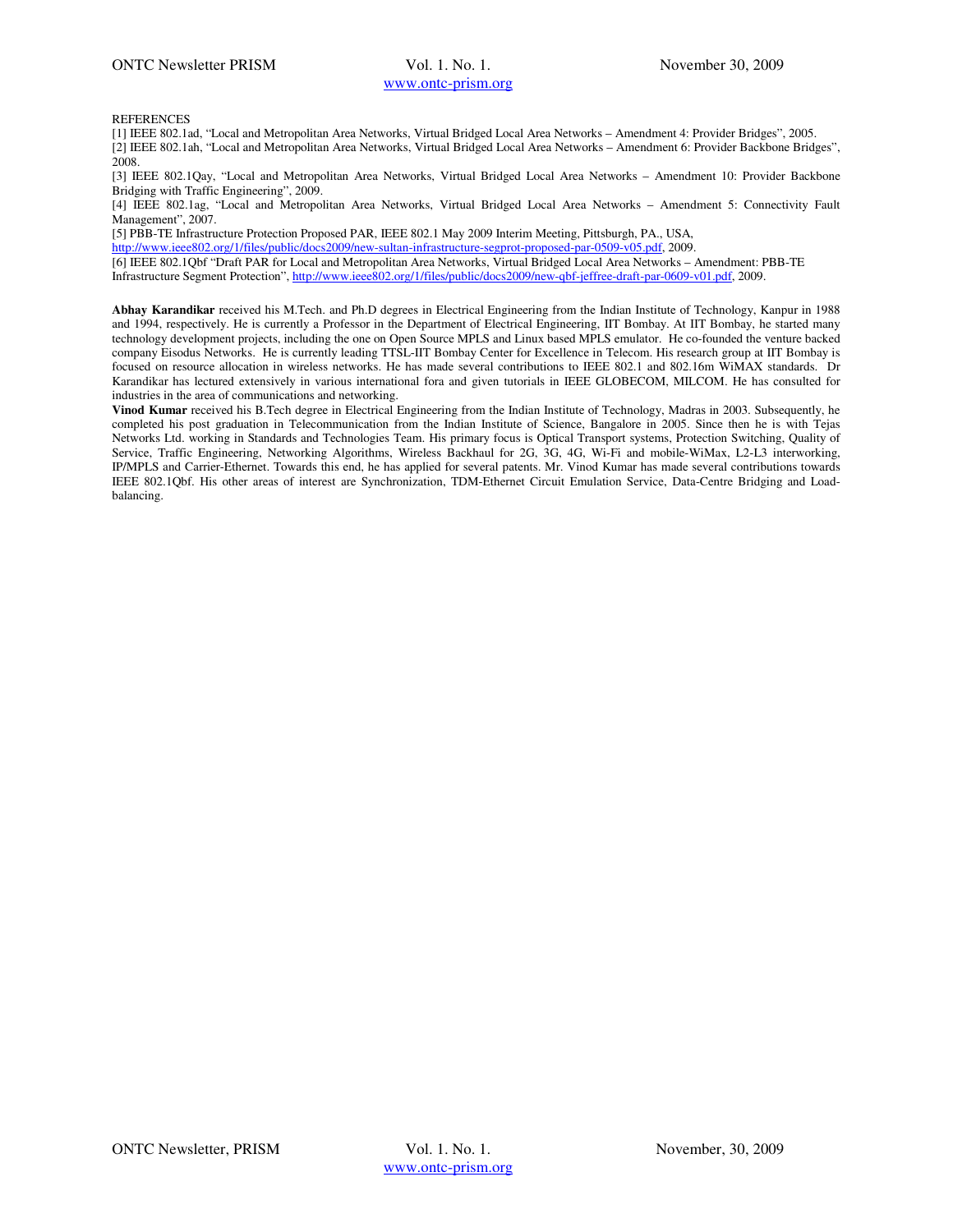REFERENCES

[1] IEEE 802.1ad, "Local and Metropolitan Area Networks, Virtual Bridged Local Area Networks – Amendment 4: Provider Bridges", 2005.

[2] IEEE 802.1ah, "Local and Metropolitan Area Networks, Virtual Bridged Local Area Networks – Amendment 6: Provider Backbone Bridges", 2008.

[3] IEEE 802.1Qay, "Local and Metropolitan Area Networks, Virtual Bridged Local Area Networks – Amendment 10: Provider Backbone Bridging with Traffic Engineering", 2009.

[4] IEEE 802.1ag, "Local and Metropolitan Area Networks, Virtual Bridged Local Area Networks – Amendment 5: Connectivity Fault Management", 2007.

[5] PBB-TE Infrastructure Protection Proposed PAR, IEEE 802.1 May 2009 Interim Meeting, Pittsburgh, PA., USA, http://www.ieee802.org/1/files/public/docs2009/new-sultan-infrastructure-segprot-proposed-par-0509-v05.pdf, 2009.

[6] IEEE 802.1Qbf "Draft PAR for Local and Metropolitan Area Networks, Virtual Bridged Local Area Networks – Amendment: PBB-TE Infrastructure Segment Protection", http://www.ieee802.org/1/files/public/docs2009/new-qbf-jeffree-draft-par-0609-v01.pdf, 2009.

**Abhay Karandikar** received his M.Tech. and Ph.D degrees in Electrical Engineering from the Indian Institute of Technology, Kanpur in 1988 and 1994, respectively. He is currently a Professor in the Department of Electrical Engineering, IIT Bombay. At IIT Bombay, he started many technology development projects, including the one on Open Source MPLS and Linux based MPLS emulator. He co-founded the venture backed company Eisodus Networks. He is currently leading TTSL-IIT Bombay Center for Excellence in Telecom. His research group at IIT Bombay is focused on resource allocation in wireless networks. He has made several contributions to IEEE 802.1 and 802.16m WiMAX standards. Dr Karandikar has lectured extensively in various international fora and given tutorials in IEEE GLOBECOM, MILCOM. He has consulted for industries in the area of communications and networking.

**Vinod Kumar** received his B.Tech degree in Electrical Engineering from the Indian Institute of Technology, Madras in 2003. Subsequently, he completed his post graduation in Telecommunication from the Indian Institute of Science, Bangalore in 2005. Since then he is with Tejas Networks Ltd. working in Standards and Technologies Team. His primary focus is Optical Transport systems, Protection Switching, Quality of Service, Traffic Engineering, Networking Algorithms, Wireless Backhaul for 2G, 3G, 4G, Wi-Fi and mobile-WiMax, L2-L3 interworking, IP/MPLS and Carrier-Ethernet. Towards this end, he has applied for several patents. Mr. Vinod Kumar has made several contributions towards IEEE 802.1Qbf. His other areas of interest are Synchronization, TDM-Ethernet Circuit Emulation Service, Data-Centre Bridging and Load-balancing.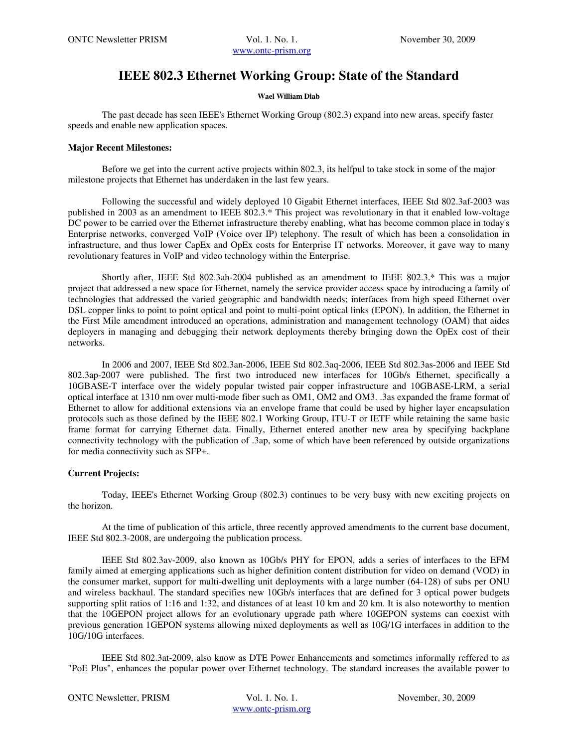// IEEE 802.3 Ethernet Working Group: State of the Standard

**Wael William Diab**

The past decade has seen IEEE's Ethernet Working Group (802.3) expand into new areas, specify faster speeds and enable new application spaces.

**Major Recent Milestones:**

Before we get into the current active projects within 802.3, its helfpul to take stock in some of the major milestone projects that Ethernet has underdaken in the last few years.

Following the successful and widely deployed 10 Gigabit Ethernet interfaces, IEEE Std 802.3af-2003 was published in 2003 as an amendment to IEEE 802.3.* This project was revolutionary in that it enabled low-voltage DC power to be carried over the Ethernet infrastructure thereby enabling, what has become common place in today's Enterprise networks, converged VoIP (Voice over IP) telephony. The result of which has been a consolidation in infrastructure, and thus lower CapEx and OpEx costs for Enterprise IT networks. Moreover, it gave way to many revolutionary features in VoIP and video technology within the Enterprise.

Shortly after, IEEE Std 802.3ah-2004 published as an amendment to IEEE 802.3.* This was a major project that addressed a new space for Ethernet, namely the service provider access space by introducing a family of technologies that addressed the varied geographic and bandwidth needs; interfaces from high speed Ethernet over DSL copper links to point to point optical and point to multi-point optical links (EPON). In addition, the Ethernet in the First Mile amendment introduced an operations, administration and management technology (OAM) that aides deployers in managing and debugging their network deployments thereby bringing down the OpEx cost of their networks.

In 2006 and 2007, IEEE Std 802.3an-2006, IEEE Std 802.3aq-2006, IEEE Std 802.3as-2006 and IEEE Std 802.3ap-2007 were published. The first two introduced new interfaces for 10Gb/s Ethernet, specifically a 10GBASE-T interface over the widely popular twisted pair copper infrastructure and 10GBASE-LRM, a serial optical interface at 1310 nm over multi-mode fiber such as OM1, OM2 and OM3. .3as expanded the frame format of Ethernet to allow for additional extensions via an envelope frame that could be used by higher layer encapsulation protocols such as those defined by the IEEE 802.1 Working Group, ITU-T or IETF while retaining the same basic frame format for carrying Ethernet data. Finally, Ethernet entered another new area by specifying backplane connectivity technology with the publication of .3ap, some of which have been referenced by outside organizations for media connectivity such as SFP+.

**Current Projects:**

Today, IEEE's Ethernet Working Group (802.3) continues to be very busy with new exciting projects on the horizon.

At the time of publication of this article, three recently approved amendments to the current base document, IEEE Std 802.3-2008, are undergoing the publication process.

IEEE Std 802.3av-2009, also known as 10Gb/s PHY for EPON, adds a series of interfaces to the EFM family aimed at emerging applications such as higher definition content distribution for video on demand (VOD) in the consumer market, support for multi-dwelling unit deployments with a large number (64-128) of subs per ONU and wireless backhaul. The standard specifies new 10Gb/s interfaces that are defined for 3 optical power budgets supporting split ratios of 1:16 and 1:32, and distances of at least 10 km and 20 km. It is also noteworthy to mention that the 10GEPON project allows for an evolutionary upgrade path where 10GEPON systems can coexist with previous generation 1GEPON systems allowing mixed deployments as well as 10G/1G interfaces in addition to the 10G/10G interfaces.

IEEE Std 802.3at-2009, also know as DTE Power Enhancements and sometimes informally reffered to as "PoE Plus", enhances the popular power over Ethernet technology. The standard increases the available power to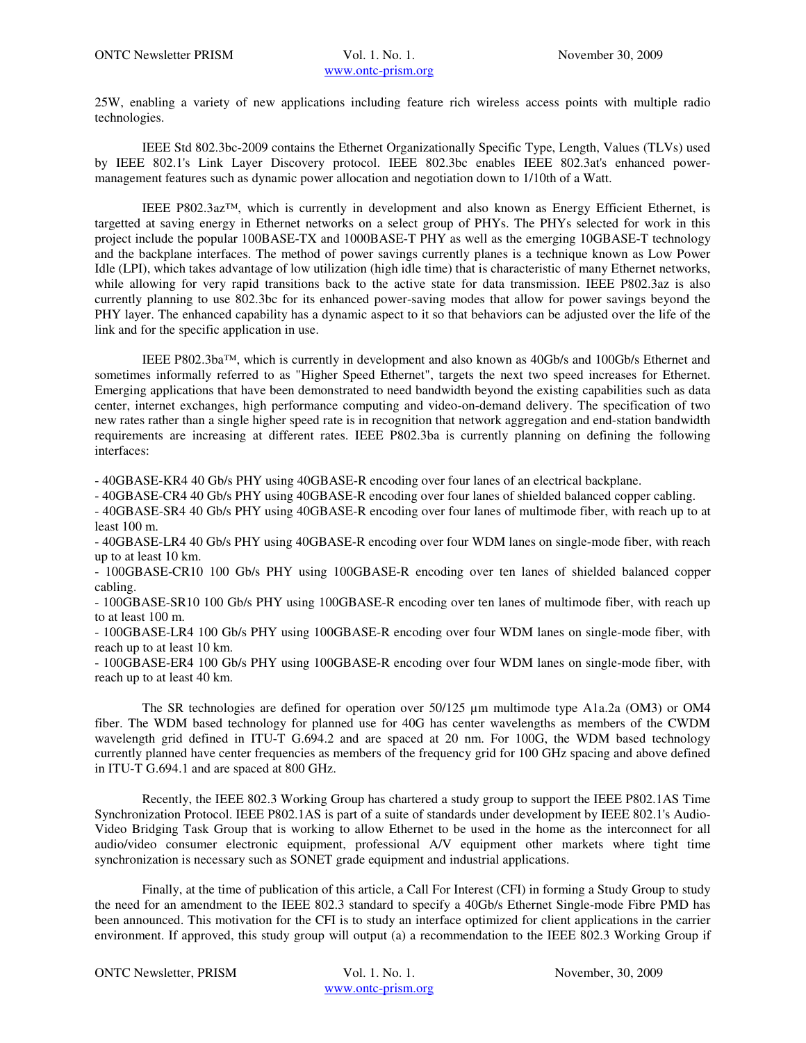25W, enabling a variety of new applications including feature rich wireless access points with multiple radio technologies.

IEEE Std 802.3bc-2009 contains the Ethernet Organizationally Specific Type, Length, Values (TLVs) used by IEEE 802.1's Link Layer Discovery protocol. IEEE 802.3bc enables IEEE 802.3at's enhanced power-management features such as dynamic power allocation and negotiation down to 1/10th of a Watt.

IEEE P802.3az™, which is currently in development and also known as Energy Efficient Ethernet, is targetted at saving energy in Ethernet networks on a select group of PHYs. The PHYs selected for work in this project include the popular 100BASE-TX and 1000BASE-T PHY as well as the emerging 10GBASE-T technology and the backplane interfaces. The method of power savings currently planes is a technique known as Low Power Idle (LPI), which takes advantage of low utilization (high idle time) that is characteristic of many Ethernet networks, while allowing for very rapid transitions back to the active state for data transmission. IEEE P802.3az is also currently planning to use 802.3bc for its enhanced power-saving modes that allow for power savings beyond the PHY layer. The enhanced capability has a dynamic aspect to it so that behaviors can be adjusted over the life of the link and for the specific application in use.

IEEE P802.3ba™, which is currently in development and also known as 40Gb/s and 100Gb/s Ethernet and sometimes informally referred to as "Higher Speed Ethernet", targets the next two speed increases for Ethernet. Emerging applications that have been demonstrated to need bandwidth beyond the existing capabilities such as data center, internet exchanges, high performance computing and video-on-demand delivery. The specification of two new rates rather than a single higher speed rate is in recognition that network aggregation and end-station bandwidth requirements are increasing at different rates. IEEE P802.3ba is currently planning on defining the following interfaces:

- 40GBASE-KR4 40 Gb/s PHY using 40GBASE-R encoding over four lanes of an electrical backplane.
- 40GBASE-CR4 40 Gb/s PHY using 40GBASE-R encoding over four lanes of shielded balanced copper cabling.
- 40GBASE-SR4 40 Gb/s PHY using 40GBASE-R encoding over four lanes of multimode fiber, with reach up to at least 100 m.
- 40GBASE-LR4 40 Gb/s PHY using 40GBASE-R encoding over four WDM lanes on single-mode fiber, with reach up to at least 10 km.
- 100GBASE-CR10 100 Gb/s PHY using 100GBASE-R encoding over ten lanes of shielded balanced copper cabling.
- 100GBASE-SR10 100 Gb/s PHY using 100GBASE-R encoding over ten lanes of multimode fiber, with reach up to at least 100 m.
- 100GBASE-LR4 100 Gb/s PHY using 100GBASE-R encoding over four WDM lanes on single-mode fiber, with reach up to at least 10 km.
- 100GBASE-ER4 100 Gb/s PHY using 100GBASE-R encoding over four WDM lanes on single-mode fiber, with reach up to at least 40 km.

The SR technologies are defined for operation over 50/125 µm multimode type A1a.2a (OM3) or OM4 fiber. The WDM based technology for planned use for 40G has center wavelengths as members of the CWDM wavelength grid defined in ITU-T G.694.2 and are spaced at 20 nm. For 100G, the WDM based technology currently planned have center frequencies as members of the frequency grid for 100 GHz spacing and above defined in ITU-T G.694.1 and are spaced at 800 GHz.

Recently, the IEEE 802.3 Working Group has chartered a study group to support the IEEE P802.1AS Time Synchronization Protocol. IEEE P802.1AS is part of a suite of standards under development by IEEE 802.1's Audio-Video Bridging Task Group that is working to allow Ethernet to be used in the home as the interconnect for all audio/video consumer electronic equipment, professional A/V equipment other markets where tight time synchronization is necessary such as SONET grade equipment and industrial applications.

Finally, at the time of publication of this article, a Call For Interest (CFI) in forming a Study Group to study the need for an amendment to the IEEE 802.3 standard to specify a 40Gb/s Ethernet Single-mode Fibre PMD has been announced. This motivation for the CFI is to study an interface optimized for client applications in the carrier environment. If approved, this study group will output (a) a recommendation to the IEEE 802.3 Working Group if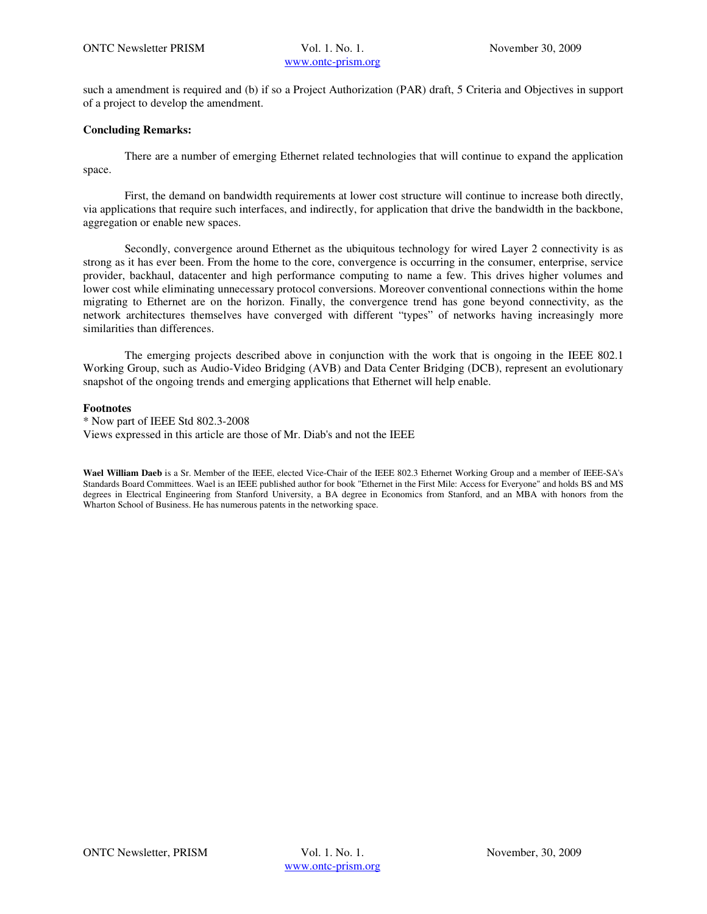such a amendment is required and (b) if so a Project Authorization (PAR) draft, 5 Criteria and Objectives in support of a project to develop the amendment.

**Concluding Remarks:**

There are a number of emerging Ethernet related technologies that will continue to expand the application space.

First, the demand on bandwidth requirements at lower cost structure will continue to increase both directly, via applications that require such interfaces, and indirectly, for application that drive the bandwidth in the backbone, aggregation or enable new spaces.

Secondly, convergence around Ethernet as the ubiquitous technology for wired Layer 2 connectivity is as strong as it has ever been. From the home to the core, convergence is occurring in the consumer, enterprise, service provider, backhaul, datacenter and high performance computing to name a few. This drives higher volumes and lower cost while eliminating unnecessary protocol conversions. Moreover conventional connections within the home migrating to Ethernet are on the horizon. Finally, the convergence trend has gone beyond connectivity, as the network architectures themselves have converged with different "types" of networks having increasingly more similarities than differences.

The emerging projects described above in conjunction with the work that is ongoing in the IEEE 802.1 Working Group, such as Audio-Video Bridging (AVB) and Data Center Bridging (DCB), represent an evolutionary snapshot of the ongoing trends and emerging applications that Ethernet will help enable.

**Footnotes**

* Now part of IEEE Std 802.3-2008

Views expressed in this article are those of Mr. Diab's and not the IEEE

**Wael William Daeb** is a Sr. Member of the IEEE, elected Vice-Chair of the IEEE 802.3 Ethernet Working Group and a member of IEEE-SA's Standards Board Committees. Wael is an IEEE published author for book "Ethernet in the First Mile: Access for Everyone" and holds BS and MS degrees in Electrical Engineering from Stanford University, a BA degree in Economics from Stanford, and an MBA with honors from the Wharton School of Business. He has numerous patents in the networking space.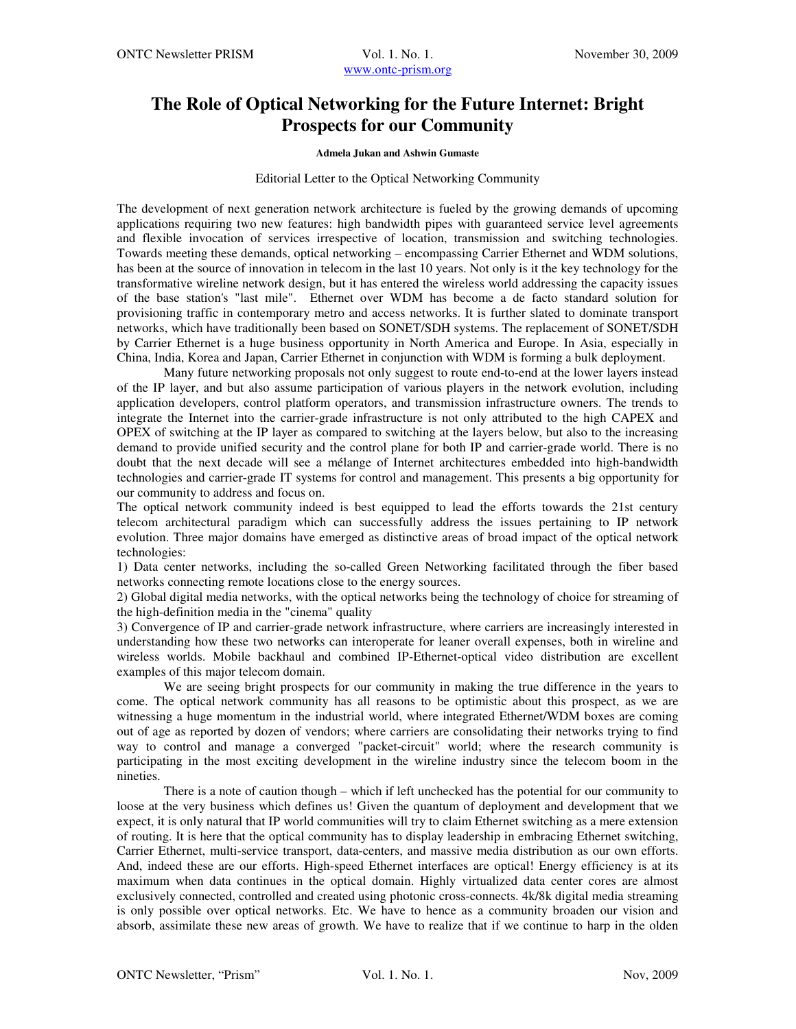# The Role of Optical Networking for the Future Internet: Bright Prospects for our Community

**Admela Jukan and Ashwin Gumaste**

Editorial Letter to the Optical Networking Community

The development of next generation network architecture is fueled by the growing demands of upcoming applications requiring two new features: high bandwidth pipes with guaranteed service level agreements and flexible invocation of services irrespective of location, transmission and switching technologies. Towards meeting these demands, optical networking – encompassing Carrier Ethernet and WDM solutions, has been at the source of innovation in telecom in the last 10 years. Not only is it the key technology for the transformative wireline network design, but it has entered the wireless world addressing the capacity issues of the base station's "last mile". Ethernet over WDM has become a de facto standard solution for provisioning traffic in contemporary metro and access networks. It is further slated to dominate transport networks, which have traditionally been based on SONET/SDH systems. The replacement of SONET/SDH by Carrier Ethernet is a huge business opportunity in North America and Europe. In Asia, especially in China, India, Korea and Japan, Carrier Ethernet in conjunction with WDM is forming a bulk deployment.

Many future networking proposals not only suggest to route end-to-end at the lower layers instead of the IP layer, and but also assume participation of various players in the network evolution, including application developers, control platform operators, and transmission infrastructure owners. The trends to integrate the Internet into the carrier-grade infrastructure is not only attributed to the high CAPEX and OPEX of switching at the IP layer as compared to switching at the layers below, but also to the increasing demand to provide unified security and the control plane for both IP and carrier-grade world. There is no doubt that the next decade will see a mélange of Internet architectures embedded into high-bandwidth technologies and carrier-grade IT systems for control and management. This presents a big opportunity for our community to address and focus on.

The optical network community indeed is best equipped to lead the efforts towards the 21st century telecom architectural paradigm which can successfully address the issues pertaining to IP network evolution. Three major domains have emerged as distinctive areas of broad impact of the optical network technologies:

1) Data center networks, including the so-called Green Networking facilitated through the fiber based networks connecting remote locations close to the energy sources.

2) Global digital media networks, with the optical networks being the technology of choice for streaming of the high-definition media in the "cinema" quality

3) Convergence of IP and carrier-grade network infrastructure, where carriers are increasingly interested in understanding how these two networks can interoperate for leaner overall expenses, both in wireline and wireless worlds. Mobile backhaul and combined IP-Ethernet-optical video distribution are excellent examples of this major telecom domain.

We are seeing bright prospects for our community in making the true difference in the years to come. The optical network community has all reasons to be optimistic about this prospect, as we are witnessing a huge momentum in the industrial world, where integrated Ethernet/WDM boxes are coming out of age as reported by dozen of vendors; where carriers are consolidating their networks trying to find way to control and manage a converged "packet-circuit" world; where the research community is participating in the most exciting development in the wireline industry since the telecom boom in the nineties.

There is a note of caution though – which if left unchecked has the potential for our community to loose at the very business which defines us! Given the quantum of deployment and development that we expect, it is only natural that IP world communities will try to claim Ethernet switching as a mere extension of routing. It is here that the optical community has to display leadership in embracing Ethernet switching, Carrier Ethernet, multi-service transport, data-centers, and massive media distribution as our own efforts. And, indeed these are our efforts. High-speed Ethernet interfaces are optical! Energy efficiency is at its maximum when data continues in the optical domain. Highly virtualized data center cores are almost exclusively connected, controlled and created using photonic cross-connects. 4k/8k digital media streaming is only possible over optical networks. Etc. We have to hence as a community broaden our vision and absorb, assimilate these new areas of growth. We have to realize that if we continue to harp in the olden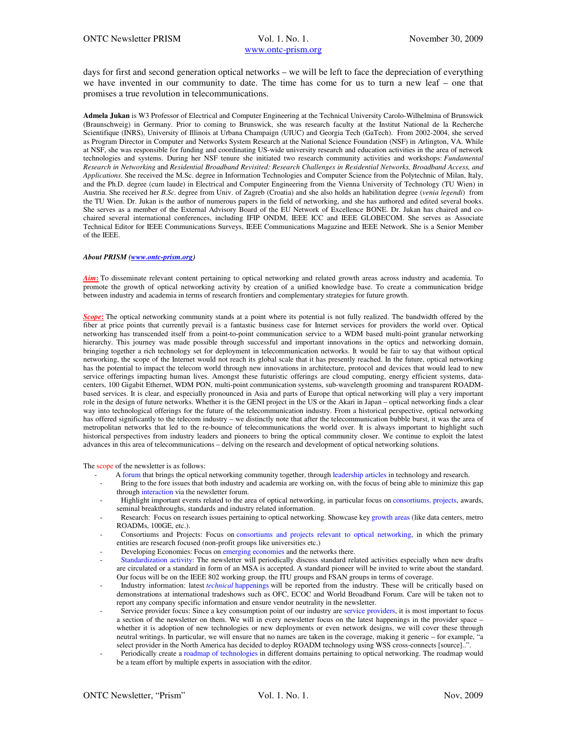days for first and second generation optical networks – we will be left to face the depreciation of everything we have invented in our community to date. The time has come for us to turn a new leaf – one that promises a true revolution in telecommunications.

**Admela Jukan** is W3 Professor of Electrical and Computer Engineering at the Technical University Carolo-Wilhelmina of Brunswick (Braunschweig) in Germany. Prior to coming to Brunswick, she was research faculty at the Institut National de la Recherche Scientifique (INRS), University of Illinois at Urbana Champaign (UIUC) and Georgia Tech (GaTech). From 2002-2004, she served as Program Director in Computer and Networks System Research at the National Science Foundation (NSF) in Arlington, VA. While at NSF, she was responsible for funding and coordinating US-wide university research and education activities in the area of network technologies and systems. During her NSF tenure she initiated two research community activities and workshops: *Fundamental Research in Networking* and *Residential Broadband Revisited: Research Challenges in Residential Networks, Broadband Access, and Applications*. She received the M.Sc. degree in Information Technologies and Computer Science from the Polytechnic of Milan, Italy, and the Ph.D. degree (cum laude) in Electrical and Computer Engineering from the Vienna University of Technology (TU Wien) in Austria. She received her *B.Sc.* degree from Univ. of Zagreb (Croatia) and she also holds an habilitation degree (*venia legendi*) from the TU Wien. Dr. Jukan is the author of numerous papers in the field of networking, and she has authored and edited several books. She serves as a member of the External Advisory Board of the EU Network of Excellence BONE. Dr. Jukan has chaired and co-chaired several international conferences, including IFIP ONDM, IEEE ICC and IEEE GLOBECOM. She serves as Associate Technical Editor for IEEE Communications Surveys, IEEE Communications Magazine and IEEE Network. She is a Senior Member of the IEEE.

***About PRISM (www.ontc-prism.org)***

***Aim*:** To disseminate relevant content pertaining to optical networking and related growth areas across industry and academia. To promote the growth of optical networking activity by creation of a unified knowledge base. To create a communication bridge between industry and academia in terms of research frontiers and complementary strategies for future growth.

***Scope*:** The optical networking community stands at a point where its potential is not fully realized. The bandwidth offered by the fiber at price points that currently prevail is a fantastic business case for Internet services for providers the world over. Optical networking has transcended itself from a point-to-point communication service to a WDM based multi-point granular networking hierarchy. This journey was made possible through successful and important innovations in the optics and networking domain, bringing together a rich technology set for deployment in telecommunication networks. It would be fair to say that without optical networking, the scope of the Internet would not reach its global scale that it has presently reached. In the future, optical networking has the potential to impact the telecom world through new innovations in architecture, protocol and devices that would lead to new service offerings impacting human lives. Amongst these futuristic offerings are cloud computing, energy efficient systems, data-centers, 100 Gigabit Ethernet, WDM PON, multi-point communication systems, sub-wavelength grooming and transparent ROADM-based services. It is clear, and especially pronounced in Asia and parts of Europe that optical networking will play a very important role in the design of future networks. Whether it is the GENI project in the US or the Akari in Japan – optical networking finds a clear way into technological offerings for the future of the telecommunication industry. From a historical perspective, optical networking has offered significantly to the telecom industry – we distinctly note that after the telecommunication bubble burst, it was the area of metropolitan networks that led to the re-bounce of telecommunications the world over. It is always important to highlight such historical perspectives from industry leaders and pioneers to bring the optical community closer. We continue to exploit the latest advances in this area of telecommunications – delving on the research and development of optical networking solutions.

The scope of the newsletter is as follows:

- A forum that brings the optical networking community together, through leadership articles in technology and research.
- Bring to the fore issues that both industry and academia are working on, with the focus of being able to minimize this gap through interaction via the newsletter forum.
- Highlight important events related to the area of optical networking, in particular focus on consortiums, projects, awards, seminal breakthroughs, standards and industry related information.
- Research: Focus on research issues pertaining to optical networking. Showcase key growth areas (like data centers, metro ROADMs, 100GE, etc.).
- Consortiums and Projects: Focus on consortiums and projects relevant to optical networking, in which the primary entities are research focused (non-profit groups like universities etc.)
- Developing Economies: Focus on emerging economies and the networks there.
- Standardization activity: The newsletter will periodically discuss standard related activities especially when new drafts are circulated or a standard in form of an MSA is accepted. A standard pioneer will be invited to write about the standard. Our focus will be on the IEEE 802 working group, the ITU groups and FSAN groups in terms of coverage.
- Industry information: latest *technical* happenings will be reported from the industry. These will be critically based on demonstrations at international tradeshows such as OFC, ECOC and World Broadband Forum. Care will be taken not to report any company specific information and ensure vendor neutrality in the newsletter.
- Service provider focus: Since a key consumption point of our industry are service providers, it is most important to focus a section of the newsletter on them. We will in every newsletter focus on the latest happenings in the provider space – whether it is adoption of new technologies or new deployments or even network designs, we will cover these through neutral writings. In particular, we will ensure that no names are taken in the coverage, making it generic – for example, "a select provider in the North America has decided to deploy ROADM technology using WSS cross-connects [source]..".
- Periodically create a roadmap of technologies in different domains pertaining to optical networking. The roadmap would be a team effort by multiple experts in association with the editor.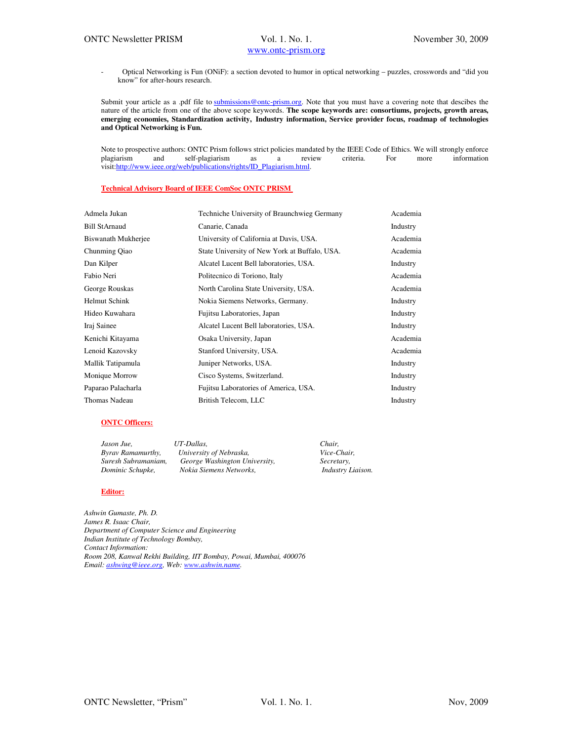- Optical Networking is Fun (ONiF): a section devoted to humor in optical networking – puzzles, crosswords and "did you know" for after-hours research.

Submit your article as a .pdf file to submissions@ontc-prism.org. Note that you must have a covering note that descibes the nature of the article from one of the above scope keywords. **The scope keywords are: consortiums, projects, growth areas, emerging economies, Standardization activity, Industry information, Service provider focus, roadmap of technologies and Optical Networking is Fun.**

Note to prospective authors: ONTC Prism follows strict policies mandated by the IEEE Code of Ethics. We will strongly enforce plagiarism and self-plagiarism as a review criteria. For more information visit:http://www.ieee.org/web/publications/rights/ID_Plagiarism.html.

**Technical Advisory Board of IEEE ComSoc ONTC PRISM**

| | | |
|---|---|---|
| Admela Jukan | Techniche University of Braunchwieg Germany | Academia |
| Bill StArnaud | Canarie, Canada | Industry |
| Biswanath Mukherjee | University of California at Davis, USA. | Academia |
| Chunming Qiao | State University of New York at Buffalo, USA. | Academia |
| Dan Kilper | Alcatel Lucent Bell laboratories, USA. | Industry |
| Fabio Neri | Politecnico di Toriono, Italy | Academia |
| George Rouskas | North Carolina State University, USA. | Academia |
| Helmut Schink | Nokia Siemens Networks, Germany. | Industry |
| Hideo Kuwahara | Fujitsu Laboratories, Japan | Industry |
| Iraj Sainee | Alcatel Lucent Bell laboratories, USA. | Industry |
| Kenichi Kitayama | Osaka University, Japan | Academia |
| Lenoid Kazovsky | Stanford University, USA. | Academia |
| Mallik Tatipamula | Juniper Networks, USA. | Industry |
| Monique Morrow | Cisco Systems, Switzerland. | Industry |
| Paparao Palacharla | Fujitsu Laboratories of America, USA. | Industry |
| Thomas Nadeau | British Telecom, LLC | Industry |

**ONTC Officers:**

| | | |
|---|---|---|
| *Jason Jue,* | *UT-Dallas,* | *Chair,* |
| *Byrav Ramamurthy,* | *University of Nebraska,* | *Vice-Chair,* |
| *Suresh Subramaniam,* | *George Washington University,* | *Secretary,* |
| *Dominic Schupke,* | *Nokia Siemens Networks,* | *Industry Liaison.* |

**Editor:**

*Ashwin Gumaste, Ph. D.*
*James R. Isaac Chair,*
*Department of Computer Science and Engineering*
*Indian Institute of Technology Bombay,*
*Contact Information:*
*Room 208, Kanwal Rekhi Building, IIT Bombay, Powai, Mumbai, 400076*
*Email: ashwing@ieee.org, Web: www.ashwin.name.*